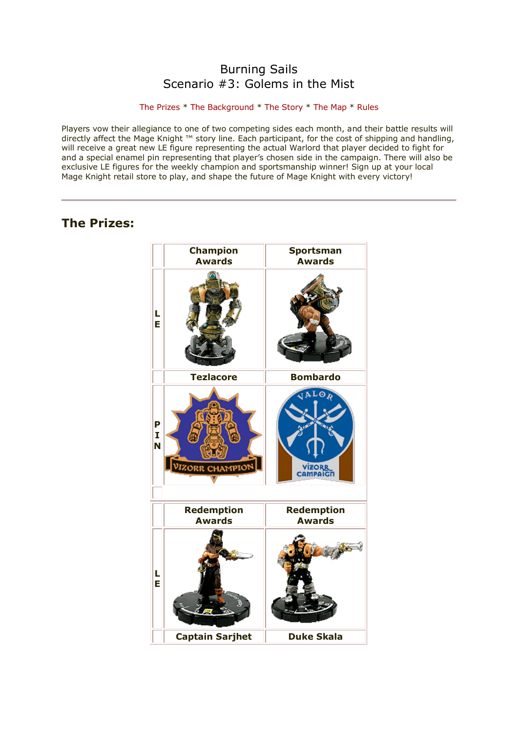# Burning Sails
## Scenario #3: Golems in the Mist

The Prizes * The Background * The Story * The Map * Rules

Players vow their allegiance to one of two competing sides each month, and their battle results will directly affect the Mage Knight ™ story line. Each participant, for the cost of shipping and handling, will receive a great new LE figure representing the actual Warlord that player decided to fight for and a special enamel pin representing that player's chosen side in the campaign. There will also be exclusive LE figures for the weekly champion and sportsmanship winner! Sign up at your local Mage Knight retail store to play, and shape the future of Mage Knight with every victory!

---

## The Prizes:

| | Champion Awards | Sportsman Awards |
|---|---|---|
| LE | | |
| | Tezlacore | Bombardo |
| PIN | | |
| | Redemption Awards | Redemption Awards |
| LE | | |
| | Captain Sarjhet | Duke Skala |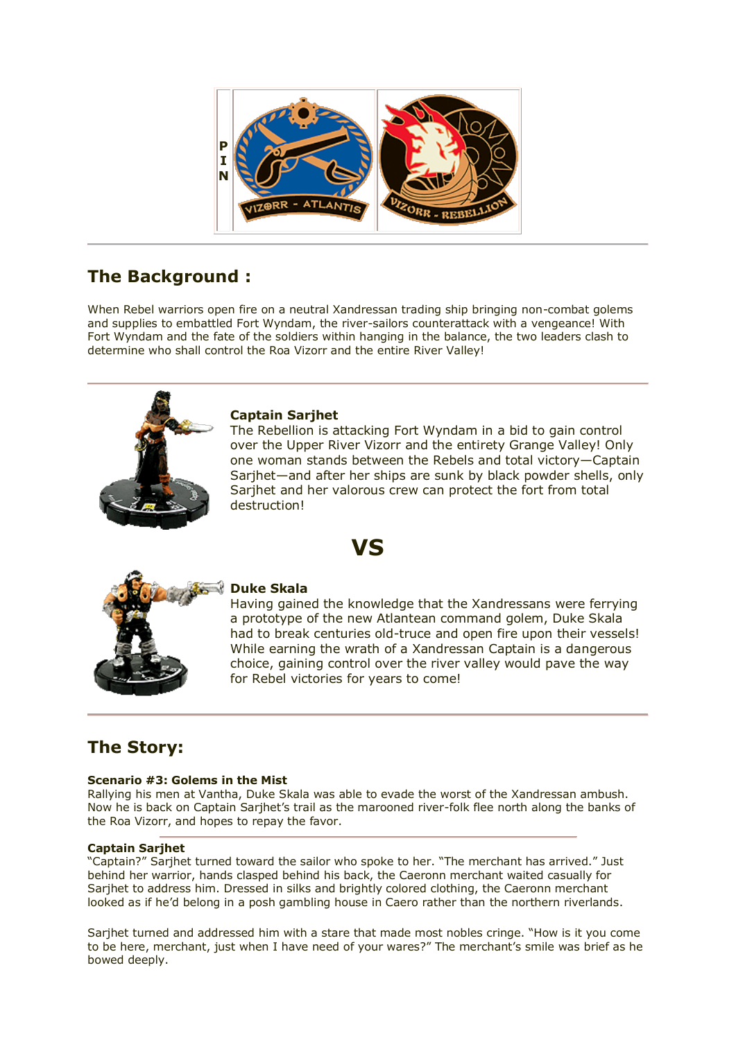PIN

VIZORR - ATLANTIS

VIZORR - REBELLION

## The Background :

When Rebel warriors open fire on a neutral Xandressan trading ship bringing non-combat golems and supplies to embattled Fort Wyndam, the river-sailors counterattack with a vengeance! With Fort Wyndam and the fate of the soldiers within hanging in the balance, the two leaders clash to determine who shall control the Roa Vizorr and the entire River Valley!

**Captain Sarjhet**
The Rebellion is attacking Fort Wyndam in a bid to gain control over the Upper River Vizorr and the entirety Grange Valley! Only one woman stands between the Rebels and total victory—Captain Sarjhet—and after her ships are sunk by black powder shells, only Sarjhet and her valorous crew can protect the fort from total destruction!

# VS

**Duke Skala**
Having gained the knowledge that the Xandressans were ferrying a prototype of the new Atlantean command golem, Duke Skala had to break centuries old-truce and open fire upon their vessels! While earning the wrath of a Xandressan Captain is a dangerous choice, gaining control over the river valley would pave the way for Rebel victories for years to come!

## The Story:

**Scenario #3: Golems in the Mist**
Rallying his men at Vantha, Duke Skala was able to evade the worst of the Xandressan ambush. Now he is back on Captain Sarjhet's trail as the marooned river-folk flee north along the banks of the Roa Vizorr, and hopes to repay the favor.

**Captain Sarjhet**
"Captain?" Sarjhet turned toward the sailor who spoke to her. "The merchant has arrived." Just behind her warrior, hands clasped behind his back, the Caeronn merchant waited casually for Sarjhet to address him. Dressed in silks and brightly colored clothing, the Caeronn merchant looked as if he'd belong in a posh gambling house in Caero rather than the northern riverlands.

Sarjhet turned and addressed him with a stare that made most nobles cringe. "How is it you come to be here, merchant, just when I have need of your wares?" The merchant's smile was brief as he bowed deeply.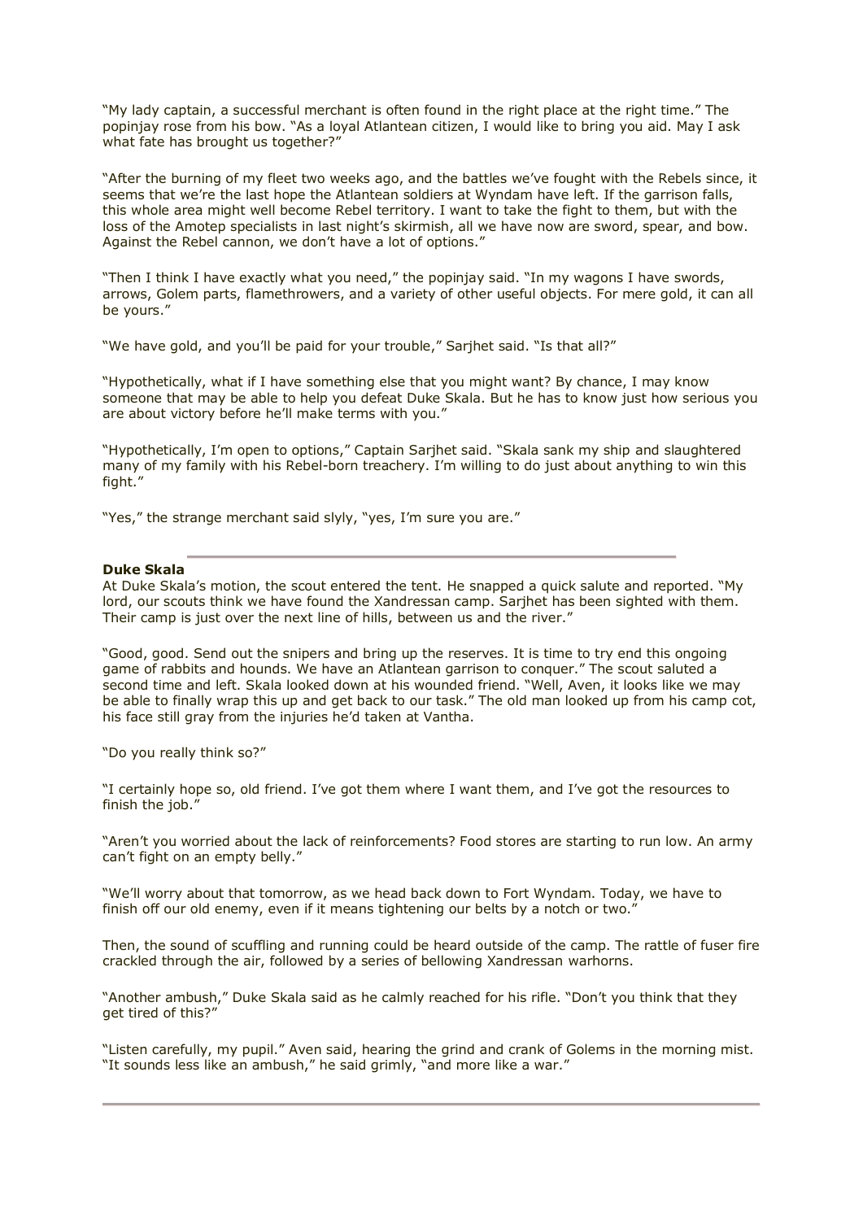"My lady captain, a successful merchant is often found in the right place at the right time." The popinjay rose from his bow. "As a loyal Atlantean citizen, I would like to bring you aid. May I ask what fate has brought us together?"

"After the burning of my fleet two weeks ago, and the battles we've fought with the Rebels since, it seems that we're the last hope the Atlantean soldiers at Wyndam have left. If the garrison falls, this whole area might well become Rebel territory. I want to take the fight to them, but with the loss of the Amotep specialists in last night's skirmish, all we have now are sword, spear, and bow. Against the Rebel cannon, we don't have a lot of options."

"Then I think I have exactly what you need," the popinjay said. "In my wagons I have swords, arrows, Golem parts, flamethrowers, and a variety of other useful objects. For mere gold, it can all be yours."

"We have gold, and you'll be paid for your trouble," Sarjhet said. "Is that all?"

"Hypothetically, what if I have something else that you might want? By chance, I may know someone that may be able to help you defeat Duke Skala. But he has to know just how serious you are about victory before he'll make terms with you."

"Hypothetically, I'm open to options," Captain Sarjhet said. "Skala sank my ship and slaughtered many of my family with his Rebel-born treachery. I'm willing to do just about anything to win this fight."

"Yes," the strange merchant said slyly, "yes, I'm sure you are."

---

**Duke Skala**

At Duke Skala's motion, the scout entered the tent. He snapped a quick salute and reported. "My lord, our scouts think we have found the Xandressan camp. Sarjhet has been sighted with them. Their camp is just over the next line of hills, between us and the river."

"Good, good. Send out the snipers and bring up the reserves. It is time to try end this ongoing game of rabbits and hounds. We have an Atlantean garrison to conquer." The scout saluted a second time and left. Skala looked down at his wounded friend. "Well, Aven, it looks like we may be able to finally wrap this up and get back to our task." The old man looked up from his camp cot, his face still gray from the injuries he'd taken at Vantha.

"Do you really think so?"

"I certainly hope so, old friend. I've got them where I want them, and I've got the resources to finish the job."

"Aren't you worried about the lack of reinforcements? Food stores are starting to run low. An army can't fight on an empty belly."

"We'll worry about that tomorrow, as we head back down to Fort Wyndam. Today, we have to finish off our old enemy, even if it means tightening our belts by a notch or two."

Then, the sound of scuffling and running could be heard outside of the camp. The rattle of fuser fire crackled through the air, followed by a series of bellowing Xandressan warhorns.

"Another ambush," Duke Skala said as he calmly reached for his rifle. "Don't you think that they get tired of this?"

"Listen carefully, my pupil." Aven said, hearing the grind and crank of Golems in the morning mist. "It sounds less like an ambush," he said grimly, "and more like a war."

---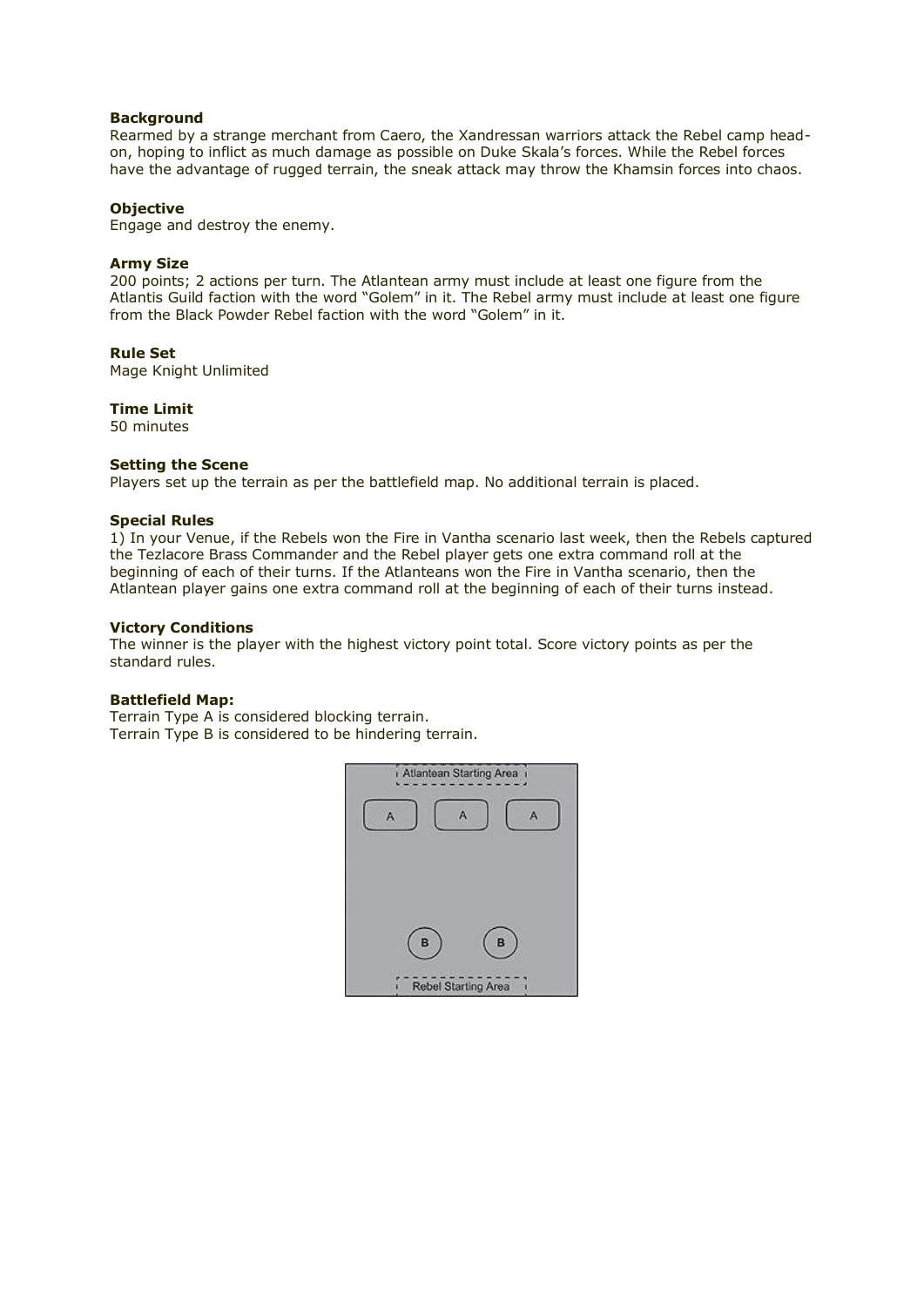**Background**

Rearmed by a strange merchant from Caero, the Xandressan warriors attack the Rebel camp head-on, hoping to inflict as much damage as possible on Duke Skala's forces. While the Rebel forces have the advantage of rugged terrain, the sneak attack may throw the Khamsin forces into chaos.

**Objective**

Engage and destroy the enemy.

**Army Size**

200 points; 2 actions per turn. The Atlantean army must include at least one figure from the Atlantis Guild faction with the word "Golem" in it. The Rebel army must include at least one figure from the Black Powder Rebel faction with the word "Golem" in it.

**Rule Set**

Mage Knight Unlimited

**Time Limit**

50 minutes

**Setting the Scene**

Players set up the terrain as per the battlefield map. No additional terrain is placed.

**Special Rules**

1) In your Venue, if the Rebels won the Fire in Vantha scenario last week, then the Rebels captured the Tezlacore Brass Commander and the Rebel player gets one extra command roll at the beginning of each of their turns. If the Atlanteans won the Fire in Vantha scenario, then the Atlantean player gains one extra command roll at the beginning of each of their turns instead.

**Victory Conditions**

The winner is the player with the highest victory point total. Score victory points as per the standard rules.

**Battlefield Map:**

Terrain Type A is considered blocking terrain.
Terrain Type B is considered to be hindering terrain.

Atlantean Starting Area

A A A

B B

Rebel Starting Area